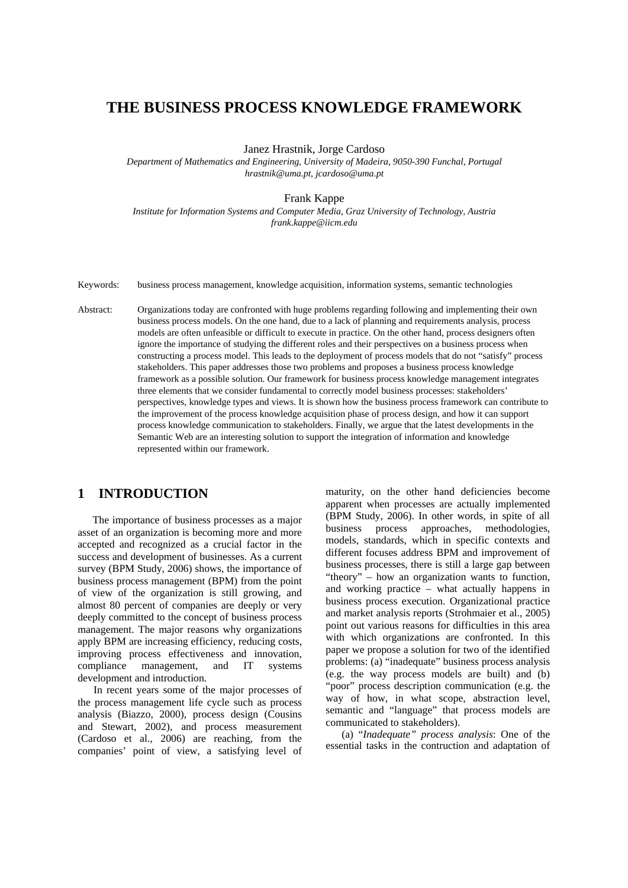# THE BUSINESS PROCESS KNOWLEDGE FRAMEWORK

Janez Hrastnik, Jorge Cardoso

*Department of Mathematics and Engineering, University of Madeira, 9050-390 Funchal, Portugal*
*hrastnik@uma.pt, jcardoso@uma.pt*

Frank Kappe

*Institute for Information Systems and Computer Media, Graz University of Technology, Austria*
*frank.kappe@iicm.edu*

Keywords: business process management, knowledge acquisition, information systems, semantic technologies

Abstract: Organizations today are confronted with huge problems regarding following and implementing their own business process models. On the one hand, due to a lack of planning and requirements analysis, process models are often unfeasible or difficult to execute in practice. On the other hand, process designers often ignore the importance of studying the different roles and their perspectives on a business process when constructing a process model. This leads to the deployment of process models that do not "satisfy" process stakeholders. This paper addresses those two problems and proposes a business process knowledge framework as a possible solution. Our framework for business process knowledge management integrates three elements that we consider fundamental to correctly model business processes: stakeholders' perspectives, knowledge types and views. It is shown how the business process framework can contribute to the improvement of the process knowledge acquisition phase of process design, and how it can support process knowledge communication to stakeholders. Finally, we argue that the latest developments in the Semantic Web are an interesting solution to support the integration of information and knowledge represented within our framework.

## 1 INTRODUCTION

The importance of business processes as a major asset of an organization is becoming more and more accepted and recognized as a crucial factor in the success and development of businesses. As a current survey (BPM Study, 2006) shows, the importance of business process management (BPM) from the point of view of the organization is still growing, and almost 80 percent of companies are deeply or very deeply committed to the concept of business process management. The major reasons why organizations apply BPM are increasing efficiency, reducing costs, improving process effectiveness and innovation, compliance management, and IT systems development and introduction.

In recent years some of the major processes of the process management life cycle such as process analysis (Biazzo, 2000), process design (Cousins and Stewart, 2002), and process measurement (Cardoso et al., 2006) are reaching, from the companies' point of view, a satisfying level of maturity, on the other hand deficiencies become apparent when processes are actually implemented (BPM Study, 2006). In other words, in spite of all business process approaches, methodologies, models, standards, which in specific contexts and different focuses address BPM and improvement of business processes, there is still a large gap between "theory" – how an organization wants to function, and working practice – what actually happens in business process execution. Organizational practice and market analysis reports (Strohmaier et al., 2005) point out various reasons for difficulties in this area with which organizations are confronted. In this paper we propose a solution for two of the identified problems: (a) "inadequate" business process analysis (e.g. the way process models are built) and (b) "poor" process description communication (e.g. the way of how, in what scope, abstraction level, semantic and "language" that process models are communicated to stakeholders).

(a) *"Inadequate" process analysis*: One of the essential tasks in the contruction and adaptation of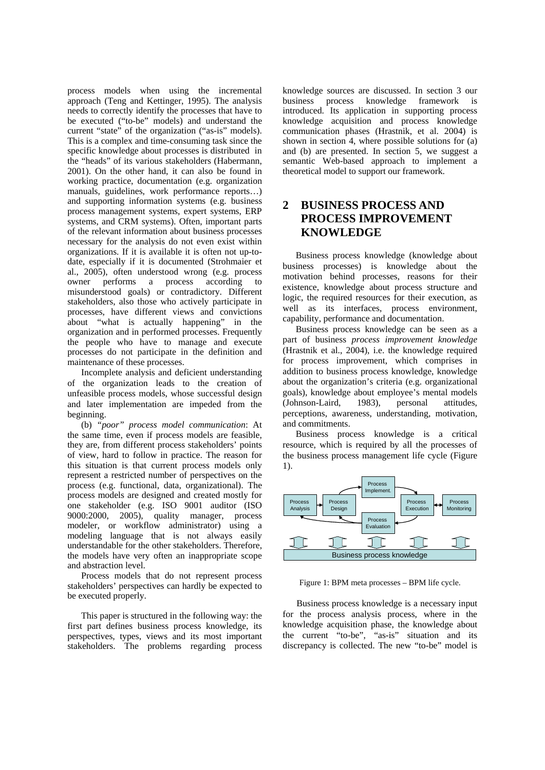process models when using the incremental approach (Teng and Kettinger, 1995). The analysis needs to correctly identify the processes that have to be executed ("to-be" models) and understand the current "state" of the organization ("as-is" models). This is a complex and time-consuming task since the specific knowledge about processes is distributed in the "heads" of its various stakeholders (Habermann, 2001). On the other hand, it can also be found in working practice, documentation (e.g. organization manuals, guidelines, work performance reports…) and supporting information systems (e.g. business process management systems, expert systems, ERP systems, and CRM systems). Often, important parts of the relevant information about business processes necessary for the analysis do not even exist within organizations. If it is available it is often not up-to-date, especially if it is documented (Strohmaier et al., 2005), often understood wrong (e.g. process owner performs a process according to misunderstood goals) or contradictory. Different stakeholders, also those who actively participate in processes, have different views and convictions about "what is actually happening" in the organization and in performed processes. Frequently the people who have to manage and execute processes do not participate in the definition and maintenance of these processes.

Incomplete analysis and deficient understanding of the organization leads to the creation of unfeasible process models, whose successful design and later implementation are impeded from the beginning.

(b) *"poor" process model communication*: At the same time, even if process models are feasible, they are, from different process stakeholders' points of view, hard to follow in practice. The reason for this situation is that current process models only represent a restricted number of perspectives on the process (e.g. functional, data, organizational). The process models are designed and created mostly for one stakeholder (e.g. ISO 9001 auditor (ISO 9000:2000, 2005), quality manager, process modeler, or workflow administrator) using a modeling language that is not always easily understandable for the other stakeholders. Therefore, the models have very often an inappropriate scope and abstraction level.

Process models that do not represent process stakeholders' perspectives can hardly be expected to be executed properly.

This paper is structured in the following way: the first part defines business process knowledge, its perspectives, types, views and its most important stakeholders. The problems regarding process knowledge sources are discussed. In section 3 our business process knowledge framework is introduced. Its application in supporting process knowledge acquisition and process knowledge communication phases (Hrastnik, et al. 2004) is shown in section 4, where possible solutions for (a) and (b) are presented. In section 5, we suggest a semantic Web-based approach to implement a theoretical model to support our framework.

## 2 BUSINESS PROCESS AND PROCESS IMPROVEMENT KNOWLEDGE

Business process knowledge (knowledge about business processes) is knowledge about the motivation behind processes, reasons for their existence, knowledge about process structure and logic, the required resources for their execution, as well as its interfaces, process environment, capability, performance and documentation.

Business process knowledge can be seen as a part of business *process improvement knowledge* (Hrastnik et al., 2004), i.e. the knowledge required for process improvement, which comprises in addition to business process knowledge, knowledge about the organization's criteria (e.g. organizational goals), knowledge about employee's mental models (Johnson-Laird, 1983), personal attitudes, perceptions, awareness, understanding, motivation, and commitments.

Business process knowledge is a critical resource, which is required by all the processes of the business process management life cycle (Figure 1).

Process Analysis → Process Design → Process Implement. → Process Execution ↔ Process Monitoring; Process Execution → Process Evaluation → Process Design / Process Analysis

Business process knowledge

Figure 1: BPM meta processes – BPM life cycle.

Business process knowledge is a necessary input for the process analysis process, where in the knowledge acquisition phase, the knowledge about the current "to-be", "as-is" situation and its discrepancy is collected. The new "to-be" model is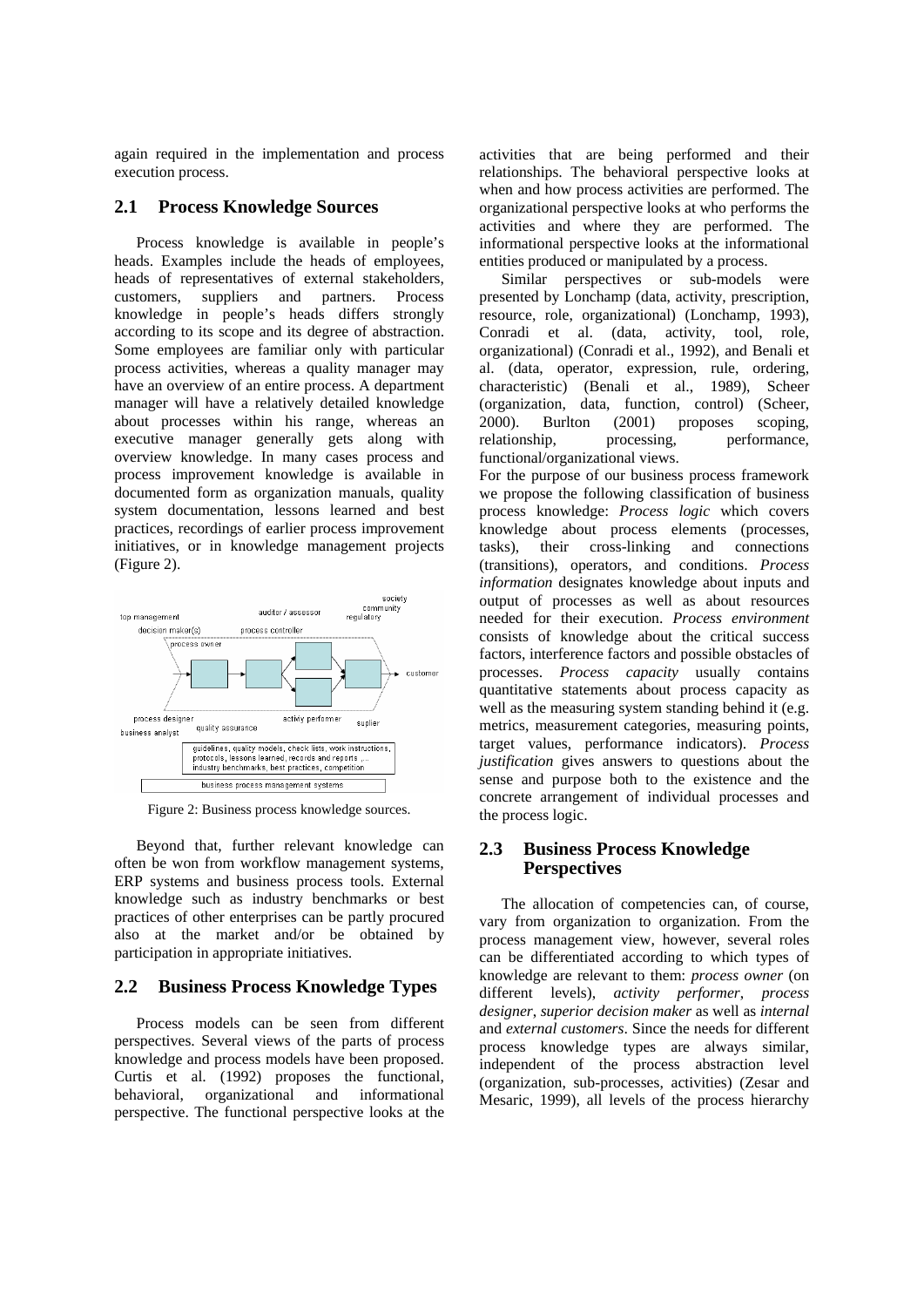again required in the implementation and process execution process.

## 2.1 Process Knowledge Sources

Process knowledge is available in people's heads. Examples include the heads of employees, heads of representatives of external stakeholders, customers, suppliers and partners. Process knowledge in people's heads differs strongly according to its scope and its degree of abstraction. Some employees are familiar only with particular process activities, whereas a quality manager may have an overview of an entire process. A department manager will have a relatively detailed knowledge about processes within his range, whereas an executive manager generally gets along with overview knowledge. In many cases process and process improvement knowledge is available in documented form as organization manuals, quality system documentation, lessons learned and best practices, recordings of earlier process improvement initiatives, or in knowledge management projects (Figure 2).

Figure 2: Business process knowledge sources.

Beyond that, further relevant knowledge can often be won from workflow management systems, ERP systems and business process tools. External knowledge such as industry benchmarks or best practices of other enterprises can be partly procured also at the market and/or be obtained by participation in appropriate initiatives.

## 2.2 Business Process Knowledge Types

Process models can be seen from different perspectives. Several views of the parts of process knowledge and process models have been proposed. Curtis et al. (1992) proposes the functional, behavioral, organizational and informational perspective. The functional perspective looks at the activities that are being performed and their relationships. The behavioral perspective looks at when and how process activities are performed. The organizational perspective looks at who performs the activities and where they are performed. The informational perspective looks at the informational entities produced or manipulated by a process.

Similar perspectives or sub-models were presented by Lonchamp (data, activity, prescription, resource, role, organizational) (Lonchamp, 1993), Conradi et al. (data, activity, tool, role, organizational) (Conradi et al., 1992), and Benali et al. (data, operator, expression, rule, ordering, characteristic) (Benali et al., 1989), Scheer (organization, data, function, control) (Scheer, 2000). Burlton (2001) proposes scoping, relationship, processing, performance, functional/organizational views.

For the purpose of our business process framework we propose the following classification of business process knowledge: *Process logic* which covers knowledge about process elements (processes, tasks), their cross-linking and connections (transitions), operators, and conditions. *Process information* designates knowledge about inputs and output of processes as well as about resources needed for their execution. *Process environment* consists of knowledge about the critical success factors, interference factors and possible obstacles of processes. *Process capacity* usually contains quantitative statements about process capacity as well as the measuring system standing behind it (e.g. metrics, measurement categories, measuring points, target values, performance indicators). *Process justification* gives answers to questions about the sense and purpose both to the existence and the concrete arrangement of individual processes and the process logic.

## 2.3 Business Process Knowledge Perspectives

The allocation of competencies can, of course, vary from organization to organization. From the process management view, however, several roles can be differentiated according to which types of knowledge are relevant to them: *process owner* (on different levels), *activity performer*, *process designer*, *superior decision maker* as well as *internal* and *external customers*. Since the needs for different process knowledge types are always similar, independent of the process abstraction level (organization, sub-processes, activities) (Zesar and Mesaric, 1999), all levels of the process hierarchy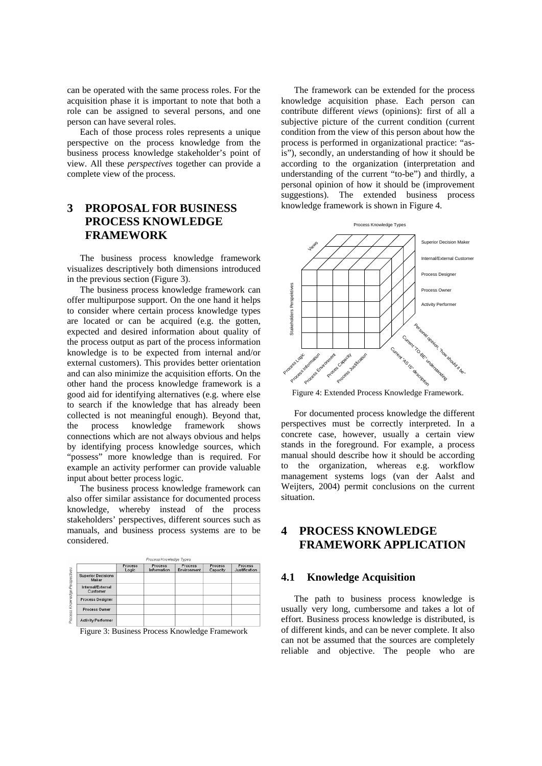can be operated with the same process roles. For the acquisition phase it is important to note that both a role can be assigned to several persons, and one person can have several roles.

Each of those process roles represents a unique perspective on the process knowledge from the business process knowledge stakeholder's point of view. All these *perspectives* together can provide a complete view of the process.

# 3 PROPOSAL FOR BUSINESS PROCESS KNOWLEDGE FRAMEWORK

The business process knowledge framework visualizes descriptively both dimensions introduced in the previous section (Figure 3).

The business process knowledge framework can offer multipurpose support. On the one hand it helps to consider where certain process knowledge types are located or can be acquired (e.g. the gotten, expected and desired information about quality of the process output as part of the process information knowledge is to be expected from internal and/or external customers). This provides better orientation and can also minimize the acquisition efforts. On the other hand the process knowledge framework is a good aid for identifying alternatives (e.g. where else to search if the knowledge that has already been collected is not meaningful enough). Beyond that, the process knowledge framework shows connections which are not always obvious and helps by identifying process knowledge sources, which "possess" more knowledge than is required. For example an activity performer can provide valuable input about better process logic.

The business process knowledge framework can also offer similar assistance for documented process knowledge, whereby instead of the process stakeholders' perspectives, different sources such as manuals, and business process systems are to be considered.

| Process Knowledge Perspectives | Process Logic | Process Information | Process Environment | Process Capacity | Process Justification |
|---|---|---|---|---|---|
| Superior Decisions Maker | | | | | |
| Internal/External Customer | | | | | |
| Process Designer | | | | | |
| Process Owner | | | | | |
| Activity Performer | | | | | |

Figure 3: Business Process Knowledge Framework

The framework can be extended for the process knowledge acquisition phase. Each person can contribute different *views* (opinions): first of all a subjective picture of the current condition (current condition from the view of this person about how the process is performed in organizational practice: "as-is"), secondly, an understanding of how it should be according to the organization (interpretation and understanding of the current "to-be") and thirdly, a personal opinion of how it should be (improvement suggestions). The extended business process knowledge framework is shown in Figure 4.

Figure 4: Extended Process Knowledge Framework.

For documented process knowledge the different perspectives must be correctly interpreted. In a concrete case, however, usually a certain view stands in the foreground. For example, a process manual should describe how it should be according to the organization, whereas e.g. workflow management systems logs (van der Aalst and Weijters, 2004) permit conclusions on the current situation.

# 4 PROCESS KNOWLEDGE FRAMEWORK APPLICATION

## 4.1 Knowledge Acquisition

The path to business process knowledge is usually very long, cumbersome and takes a lot of effort. Business process knowledge is distributed, is of different kinds, and can be never complete. It also can not be assumed that the sources are completely reliable and objective. The people who are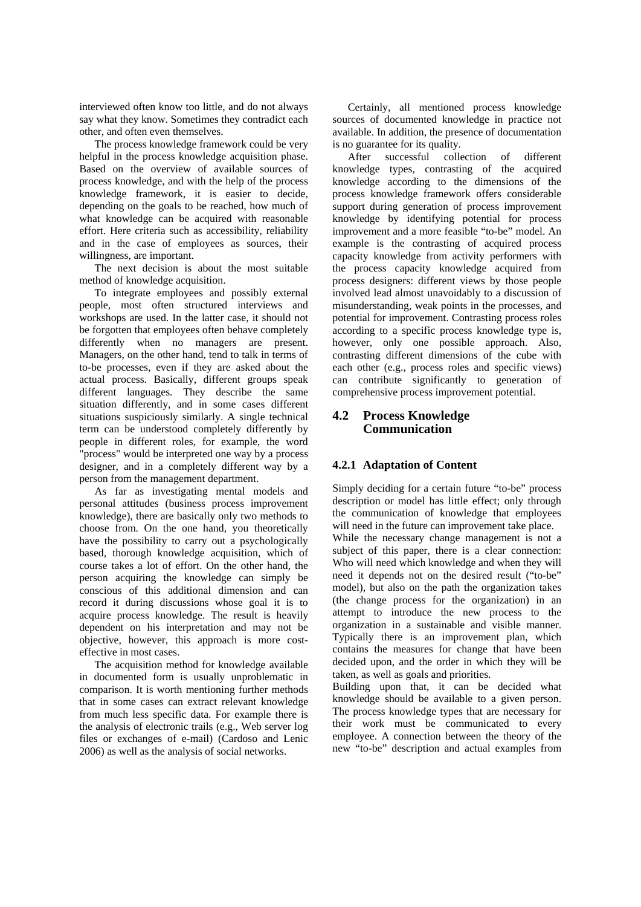interviewed often know too little, and do not always say what they know. Sometimes they contradict each other, and often even themselves.

The process knowledge framework could be very helpful in the process knowledge acquisition phase. Based on the overview of available sources of process knowledge, and with the help of the process knowledge framework, it is easier to decide, depending on the goals to be reached, how much of what knowledge can be acquired with reasonable effort. Here criteria such as accessibility, reliability and in the case of employees as sources, their willingness, are important.

The next decision is about the most suitable method of knowledge acquisition.

To integrate employees and possibly external people, most often structured interviews and workshops are used. In the latter case, it should not be forgotten that employees often behave completely differently when no managers are present. Managers, on the other hand, tend to talk in terms of to-be processes, even if they are asked about the actual process. Basically, different groups speak different languages. They describe the same situation differently, and in some cases different situations suspiciously similarly. A single technical term can be understood completely differently by people in different roles, for example, the word "process" would be interpreted one way by a process designer, and in a completely different way by a person from the management department.

As far as investigating mental models and personal attitudes (business process improvement knowledge), there are basically only two methods to choose from. On the one hand, you theoretically have the possibility to carry out a psychologically based, thorough knowledge acquisition, which of course takes a lot of effort. On the other hand, the person acquiring the knowledge can simply be conscious of this additional dimension and can record it during discussions whose goal it is to acquire process knowledge. The result is heavily dependent on his interpretation and may not be objective, however, this approach is more cost-effective in most cases.

The acquisition method for knowledge available in documented form is usually unproblematic in comparison. It is worth mentioning further methods that in some cases can extract relevant knowledge from much less specific data. For example there is the analysis of electronic trails (e.g., Web server log files or exchanges of e-mail) (Cardoso and Lenic 2006) as well as the analysis of social networks.

Certainly, all mentioned process knowledge sources of documented knowledge in practice not available. In addition, the presence of documentation is no guarantee for its quality.

After successful collection of different knowledge types, contrasting of the acquired knowledge according to the dimensions of the process knowledge framework offers considerable support during generation of process improvement knowledge by identifying potential for process improvement and a more feasible "to-be" model. An example is the contrasting of acquired process capacity knowledge from activity performers with the process capacity knowledge acquired from process designers: different views by those people involved lead almost unavoidably to a discussion of misunderstanding, weak points in the processes, and potential for improvement. Contrasting process roles according to a specific process knowledge type is, however, only one possible approach. Also, contrasting different dimensions of the cube with each other (e.g., process roles and specific views) can contribute significantly to generation of comprehensive process improvement potential.

## 4.2 Process Knowledge Communication

### 4.2.1 Adaptation of Content

Simply deciding for a certain future "to-be" process description or model has little effect; only through the communication of knowledge that employees will need in the future can improvement take place.

While the necessary change management is not a subject of this paper, there is a clear connection: Who will need which knowledge and when they will need it depends not on the desired result ("to-be" model), but also on the path the organization takes (the change process for the organization) in an attempt to introduce the new process to the organization in a sustainable and visible manner. Typically there is an improvement plan, which contains the measures for change that have been decided upon, and the order in which they will be taken, as well as goals and priorities.

Building upon that, it can be decided what knowledge should be available to a given person. The process knowledge types that are necessary for their work must be communicated to every employee. A connection between the theory of the new "to-be" description and actual examples from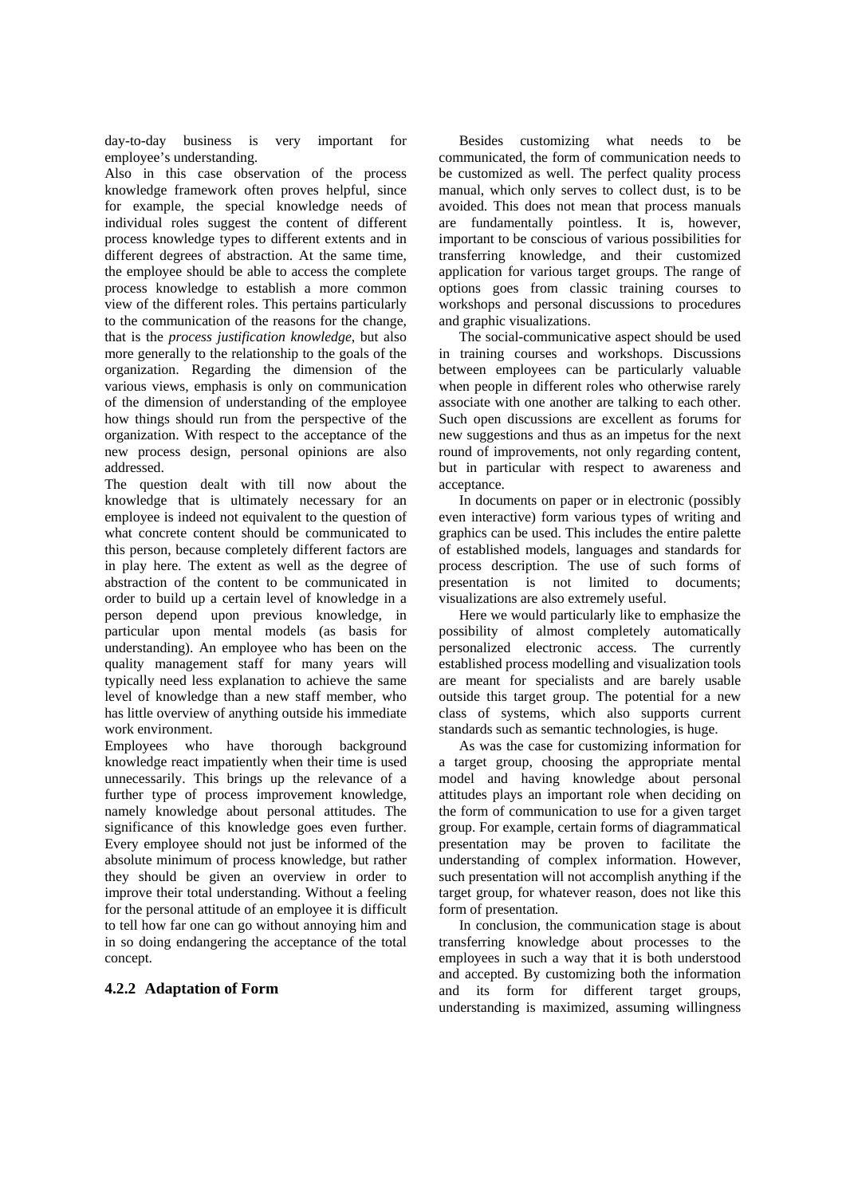day-to-day business is very important for employee's understanding.

Also in this case observation of the process knowledge framework often proves helpful, since for example, the special knowledge needs of individual roles suggest the content of different process knowledge types to different extents and in different degrees of abstraction. At the same time, the employee should be able to access the complete process knowledge to establish a more common view of the different roles. This pertains particularly to the communication of the reasons for the change, that is the *process justification knowledge*, but also more generally to the relationship to the goals of the organization. Regarding the dimension of the various views, emphasis is only on communication of the dimension of understanding of the employee how things should run from the perspective of the organization. With respect to the acceptance of the new process design, personal opinions are also addressed.

The question dealt with till now about the knowledge that is ultimately necessary for an employee is indeed not equivalent to the question of what concrete content should be communicated to this person, because completely different factors are in play here. The extent as well as the degree of abstraction of the content to be communicated in order to build up a certain level of knowledge in a person depend upon previous knowledge, in particular upon mental models (as basis for understanding). An employee who has been on the quality management staff for many years will typically need less explanation to achieve the same level of knowledge than a new staff member, who has little overview of anything outside his immediate work environment.

Employees who have thorough background knowledge react impatiently when their time is used unnecessarily. This brings up the relevance of a further type of process improvement knowledge, namely knowledge about personal attitudes. The significance of this knowledge goes even further. Every employee should not just be informed of the absolute minimum of process knowledge, but rather they should be given an overview in order to improve their total understanding. Without a feeling for the personal attitude of an employee it is difficult to tell how far one can go without annoying him and in so doing endangering the acceptance of the total concept.

### 4.2.2 Adaptation of Form

Besides customizing what needs to be communicated, the form of communication needs to be customized as well. The perfect quality process manual, which only serves to collect dust, is to be avoided. This does not mean that process manuals are fundamentally pointless. It is, however, important to be conscious of various possibilities for transferring knowledge, and their customized application for various target groups. The range of options goes from classic training courses to workshops and personal discussions to procedures and graphic visualizations.

The social-communicative aspect should be used in training courses and workshops. Discussions between employees can be particularly valuable when people in different roles who otherwise rarely associate with one another are talking to each other. Such open discussions are excellent as forums for new suggestions and thus as an impetus for the next round of improvements, not only regarding content, but in particular with respect to awareness and acceptance.

In documents on paper or in electronic (possibly even interactive) form various types of writing and graphics can be used. This includes the entire palette of established models, languages and standards for process description. The use of such forms of presentation is not limited to documents; visualizations are also extremely useful.

Here we would particularly like to emphasize the possibility of almost completely automatically personalized electronic access. The currently established process modelling and visualization tools are meant for specialists and are barely usable outside this target group. The potential for a new class of systems, which also supports current standards such as semantic technologies, is huge.

As was the case for customizing information for a target group, choosing the appropriate mental model and having knowledge about personal attitudes plays an important role when deciding on the form of communication to use for a given target group. For example, certain forms of diagrammatical presentation may be proven to facilitate the understanding of complex information. However, such presentation will not accomplish anything if the target group, for whatever reason, does not like this form of presentation.

In conclusion, the communication stage is about transferring knowledge about processes to the employees in such a way that it is both understood and accepted. By customizing both the information and its form for different target groups, understanding is maximized, assuming willingness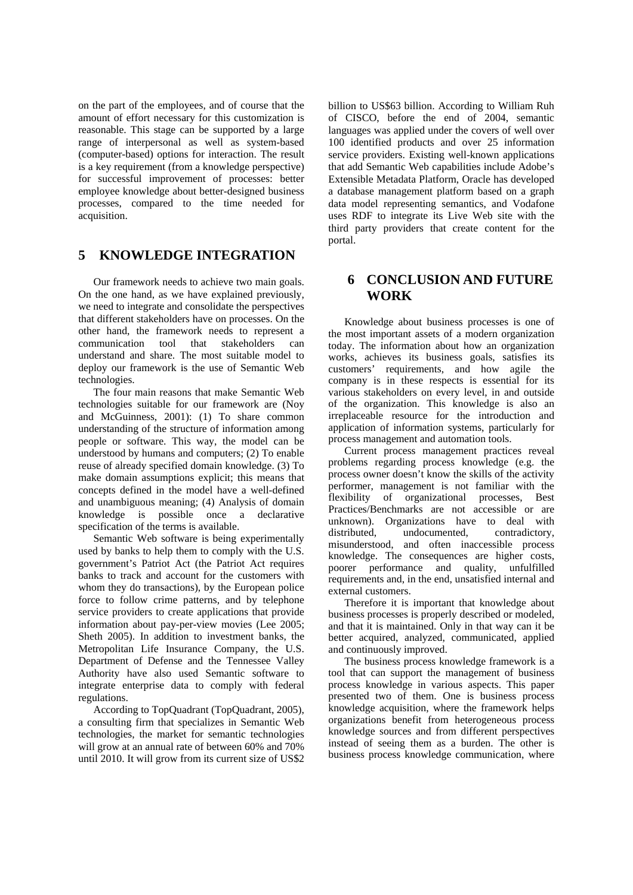on the part of the employees, and of course that the amount of effort necessary for this customization is reasonable. This stage can be supported by a large range of interpersonal as well as system-based (computer-based) options for interaction. The result is a key requirement (from a knowledge perspective) for successful improvement of processes: better employee knowledge about better-designed business processes, compared to the time needed for acquisition.

## 5 KNOWLEDGE INTEGRATION

Our framework needs to achieve two main goals. On the one hand, as we have explained previously, we need to integrate and consolidate the perspectives that different stakeholders have on processes. On the other hand, the framework needs to represent a communication tool that stakeholders can understand and share. The most suitable model to deploy our framework is the use of Semantic Web technologies.

The four main reasons that make Semantic Web technologies suitable for our framework are (Noy and McGuinness, 2001): (1) To share common understanding of the structure of information among people or software. This way, the model can be understood by humans and computers; (2) To enable reuse of already specified domain knowledge. (3) To make domain assumptions explicit; this means that concepts defined in the model have a well-defined and unambiguous meaning; (4) Analysis of domain knowledge is possible once a declarative specification of the terms is available.

Semantic Web software is being experimentally used by banks to help them to comply with the U.S. government's Patriot Act (the Patriot Act requires banks to track and account for the customers with whom they do transactions), by the European police force to follow crime patterns, and by telephone service providers to create applications that provide information about pay-per-view movies (Lee 2005; Sheth 2005). In addition to investment banks, the Metropolitan Life Insurance Company, the U.S. Department of Defense and the Tennessee Valley Authority have also used Semantic software to integrate enterprise data to comply with federal regulations.

According to TopQuadrant (TopQuadrant, 2005), a consulting firm that specializes in Semantic Web technologies, the market for semantic technologies will grow at an annual rate of between 60% and 70% until 2010. It will grow from its current size of US$2 billion to US$63 billion. According to William Ruh of CISCO, before the end of 2004, semantic languages was applied under the covers of well over 100 identified products and over 25 information service providers. Existing well-known applications that add Semantic Web capabilities include Adobe's Extensible Metadata Platform, Oracle has developed a database management platform based on a graph data model representing semantics, and Vodafone uses RDF to integrate its Live Web site with the third party providers that create content for the portal.

## 6 CONCLUSION AND FUTURE WORK

Knowledge about business processes is one of the most important assets of a modern organization today. The information about how an organization works, achieves its business goals, satisfies its customers' requirements, and how agile the company is in these respects is essential for its various stakeholders on every level, in and outside of the organization. This knowledge is also an irreplaceable resource for the introduction and application of information systems, particularly for process management and automation tools.

Current process management practices reveal problems regarding process knowledge (e.g. the process owner doesn't know the skills of the activity performer, management is not familiar with the flexibility of organizational processes, Best Practices/Benchmarks are not accessible or are unknown). Organizations have to deal with distributed, undocumented, contradictory, misunderstood, and often inaccessible process knowledge. The consequences are higher costs, poorer performance and quality, unfulfilled requirements and, in the end, unsatisfied internal and external customers.

Therefore it is important that knowledge about business processes is properly described or modeled, and that it is maintained. Only in that way can it be better acquired, analyzed, communicated, applied and continuously improved.

The business process knowledge framework is a tool that can support the management of business process knowledge in various aspects. This paper presented two of them. One is business process knowledge acquisition, where the framework helps organizations benefit from heterogeneous process knowledge sources and from different perspectives instead of seeing them as a burden. The other is business process knowledge communication, where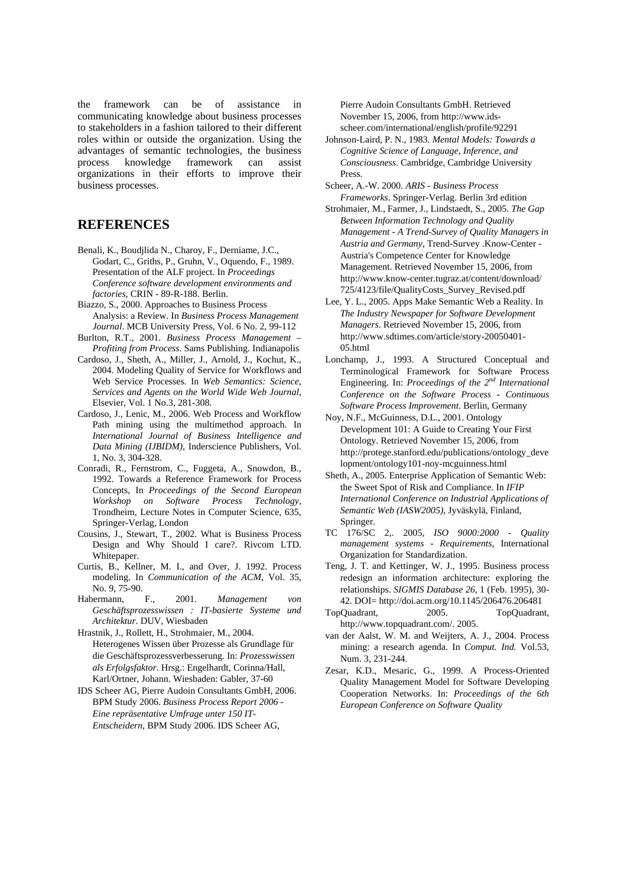the framework can be of assistance in communicating knowledge about business processes to stakeholders in a fashion tailored to their different roles within or outside the organization. Using the advantages of semantic technologies, the business process knowledge framework can assist organizations in their efforts to improve their business processes.

## REFERENCES

Benali, K., Boudjlida N., Charoy, F., Derniame, J.C., Godart, C., Griths, P., Gruhn, V., Oquendo, F., 1989. Presentation of the ALF project. In *Proceedings Conference software development environments and factories*, CRIN - 89-R-188. Berlin.

Biazzo, S., 2000. Approaches to Business Process Analysis: a Review. In *Business Process Management Journal*. MCB University Press, Vol. 6 No. 2, 99-112

Burlton, R.T., 2001. *Business Process Management – Profiting from Process*. Sams Publishing. Indianapolis

Cardoso, J., Sheth, A., Miller, J., Arnold, J., Kochut, K., 2004. Modeling Quality of Service for Workflows and Web Service Processes. In *Web Semantics: Science, Services and Agents on the World Wide Web Journal*, Elsevier, Vol. 1 No.3, 281-308.

Cardoso, J., Lenic, M., 2006. Web Process and Workflow Path mining using the multimethod approach. In *International Journal of Business Intelligence and Data Mining (IJBIDM)*, Inderscience Publishers, Vol. 1, No. 3, 304-328.

Conradi, R., Fernstrom, C., Fuggeta, A., Snowdon, B., 1992. Towards a Reference Framework for Process Concepts, In *Proceedings of the Second European Workshop on Software Process Technology*, Trondheim, Lecture Notes in Computer Science, 635, Springer-Verlag, London

Cousins, J., Stewart, T., 2002. What is Business Process Design and Why Should I care?. Rivcom LTD. Whitepaper.

Curtis, B., Kellner, M. I., and Over, J. 1992. Process modeling. In *Communication of the ACM*, Vol. 35, No. 9, 75-90.

Habermann, F., 2001. *Management von Geschäftsprozesswissen : IT-basierte Systeme und Architektur*. DUV, Wiesbaden

Hrastnik, J., Rollett, H., Strohmaier, M., 2004. Heterogenes Wissen über Prozesse als Grundlage für die Geschäftsprozessverbesserung. In: *Prozesswissen als Erfolgsfaktor*. Hrsg.: Engelhardt, Corinna/Hall, Karl/Ortner, Johann. Wiesbaden: Gabler, 37-60

IDS Scheer AG, Pierre Audoin Consultants GmbH, 2006. BPM Study 2006. *Business Process Report 2006 - Eine repräsentative Umfrage unter 150 IT-Entscheidern*, BPM Study 2006. IDS Scheer AG, Pierre Audoin Consultants GmbH. Retrieved November 15, 2006, from http://www.ids-scheer.com/international/english/profile/92291

Johnson-Laird, P. N., 1983. *Mental Models: Towards a Cognitive Science of Language, Inference, and Consciousness*. Cambridge, Cambridge University Press.

Scheer, A.-W. 2000. *ARIS - Business Process Frameworks*. Springer-Verlag. Berlin 3rd edition

Strohmaier, M., Farmer, J., Lindstaedt, S., 2005. *The Gap Between Information Technology and Quality Management - A Trend-Survey of Quality Managers in Austria and Germany*, Trend-Survey .Know-Center - Austria's Competence Center for Knowledge Management. Retrieved November 15, 2006, from http://www.know-center.tugraz.at/content/download/725/4123/file/QualityCosts_Survey_Revised.pdf

Lee, Y. L., 2005. Apps Make Semantic Web a Reality. In *The Industry Newspaper for Software Development Managers*. Retrieved November 15, 2006, from http://www.sdtimes.com/article/story-20050401-05.html

Lonchamp, J., 1993. A Structured Conceptual and Terminological Framework for Software Process Engineering. In: *Proceedings of the 2nd International Conference on the Software Process - Continuous Software Process Improvement*. Berlin, Germany

Noy, N.F., McGuinness, D.L., 2001. Ontology Development 101: A Guide to Creating Your First Ontology. Retrieved November 15, 2006, from http://protege.stanford.edu/publications/ontology_development/ontology101-noy-mcguinness.html

Sheth, A., 2005. Enterprise Application of Semantic Web: the Sweet Spot of Risk and Compliance. In *IFIP International Conference on Industrial Applications of Semantic Web (IASW2005)*, Jyväskylä, Finland, Springer.

TC 176/SC 2,. 2005, *ISO 9000:2000 - Quality management systems - Requirements*, International Organization for Standardization.

Teng, J. T. and Kettinger, W. J., 1995. Business process redesign an information architecture: exploring the relationships. *SIGMIS Database 26*, 1 (Feb. 1995), 30-42. DOI= http://doi.acm.org/10.1145/206476.206481

TopQuadrant, 2005. TopQuadrant, http://www.topquadrant.com/. 2005.

van der Aalst, W. M. and Weijters, A. J., 2004. Process mining: a research agenda. In *Comput. Ind.* Vol.53, Num. 3, 231-244.

Zesar, K.D., Mesaric, G., 1999. A Process-Oriented Quality Management Model for Software Developing Cooperation Networks. In: *Proceedings of the 6th European Conference on Software Quality*